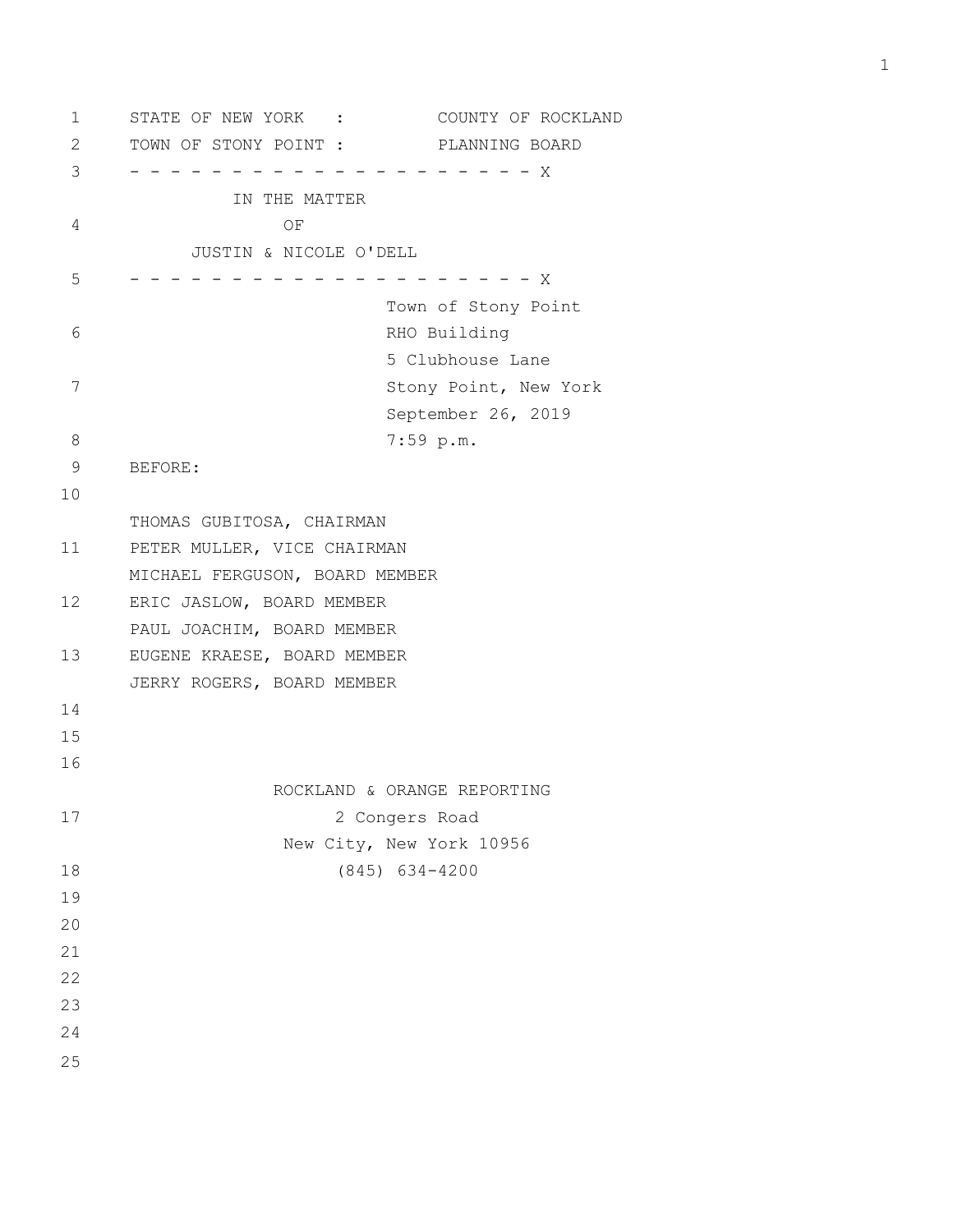STATE OF NEW YORK : COUNTY OF ROCKLAND
TOWN OF STONY POINT : PLANNING BOARD

- - - - - - - - - - - - - - - - - - - - - X

IN THE MATTER
OF
JUSTIN & NICOLE O'DELL

- - - - - - - - - - - - - - - - - - - - - X

Town of Stony Point
RHO Building
5 Clubhouse Lane
Stony Point, New York
September 26, 2019
7:59 p.m.

BEFORE:

THOMAS GUBITOSA, CHAIRMAN
PETER MULLER, VICE CHAIRMAN
MICHAEL FERGUSON, BOARD MEMBER
ERIC JASLOW, BOARD MEMBER
PAUL JOACHIM, BOARD MEMBER
EUGENE KRAESE, BOARD MEMBER
JERRY ROGERS, BOARD MEMBER

ROCKLAND & ORANGE REPORTING
2 Congers Road
New City, New York 10956
(845) 634-4200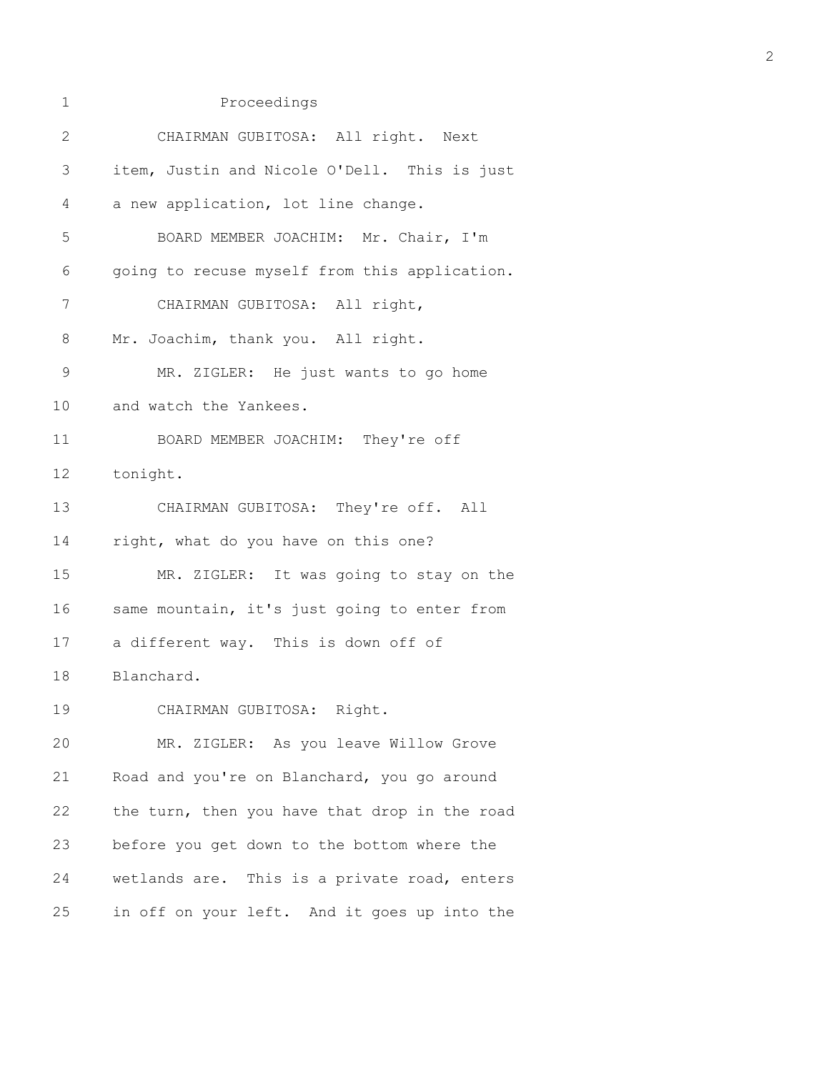Proceedings

CHAIRMAN GUBITOSA: All right. Next item, Justin and Nicole O'Dell. This is just a new application, lot line change.

BOARD MEMBER JOACHIM: Mr. Chair, I'm going to recuse myself from this application.

CHAIRMAN GUBITOSA: All right, Mr. Joachim, thank you. All right.

MR. ZIGLER: He just wants to go home and watch the Yankees.

BOARD MEMBER JOACHIM: They're off tonight.

CHAIRMAN GUBITOSA: They're off. All right, what do you have on this one?

MR. ZIGLER: It was going to stay on the same mountain, it's just going to enter from a different way. This is down off of Blanchard.

CHAIRMAN GUBITOSA: Right.

MR. ZIGLER: As you leave Willow Grove Road and you're on Blanchard, you go around the turn, then you have that drop in the road before you get down to the bottom where the wetlands are. This is a private road, enters in off on your left. And it goes up into the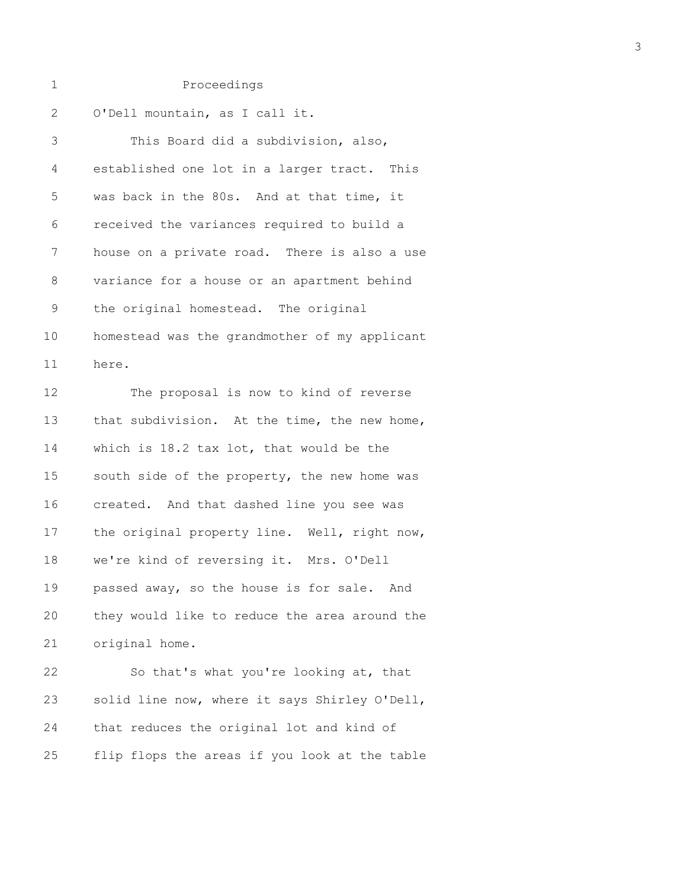Proceedings

O'Dell mountain, as I call it.

This Board did a subdivision, also, established one lot in a larger tract. This was back in the 80s. And at that time, it received the variances required to build a house on a private road. There is also a use variance for a house or an apartment behind the original homestead. The original homestead was the grandmother of my applicant here.

The proposal is now to kind of reverse that subdivision. At the time, the new home, which is 18.2 tax lot, that would be the south side of the property, the new home was created. And that dashed line you see was the original property line. Well, right now, we're kind of reversing it. Mrs. O'Dell passed away, so the house is for sale. And they would like to reduce the area around the original home.

So that's what you're looking at, that solid line now, where it says Shirley O'Dell, that reduces the original lot and kind of flip flops the areas if you look at the table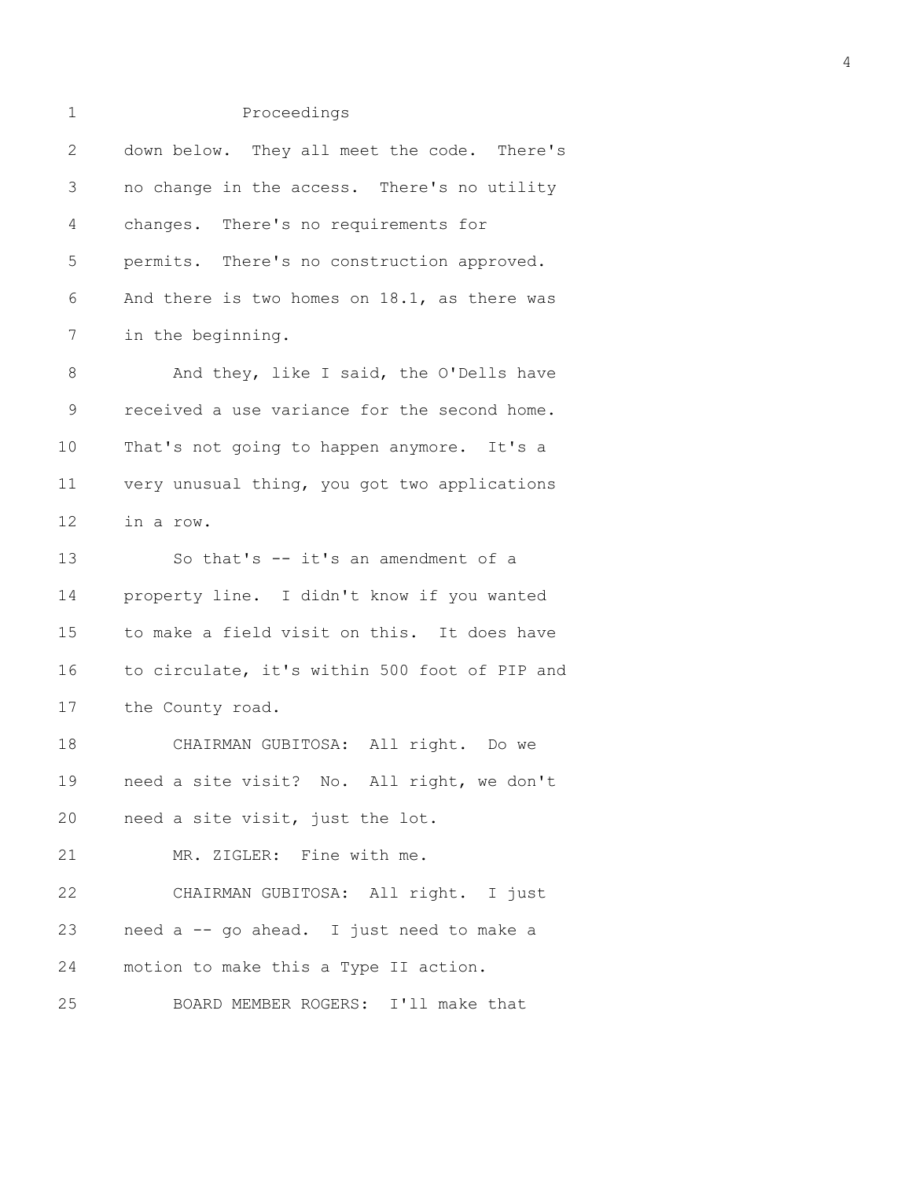Proceedings

down below. They all meet the code. There's no change in the access. There's no utility changes. There's no requirements for permits. There's no construction approved. And there is two homes on 18.1, as there was in the beginning.

And they, like I said, the O'Dells have received a use variance for the second home. That's not going to happen anymore. It's a very unusual thing, you got two applications in a row.

So that's -- it's an amendment of a property line. I didn't know if you wanted to make a field visit on this. It does have to circulate, it's within 500 foot of PIP and the County road.

CHAIRMAN GUBITOSA: All right. Do we need a site visit? No. All right, we don't need a site visit, just the lot.

MR. ZIGLER: Fine with me.

CHAIRMAN GUBITOSA: All right. I just need a -- go ahead. I just need to make a motion to make this a Type II action.

BOARD MEMBER ROGERS: I'll make that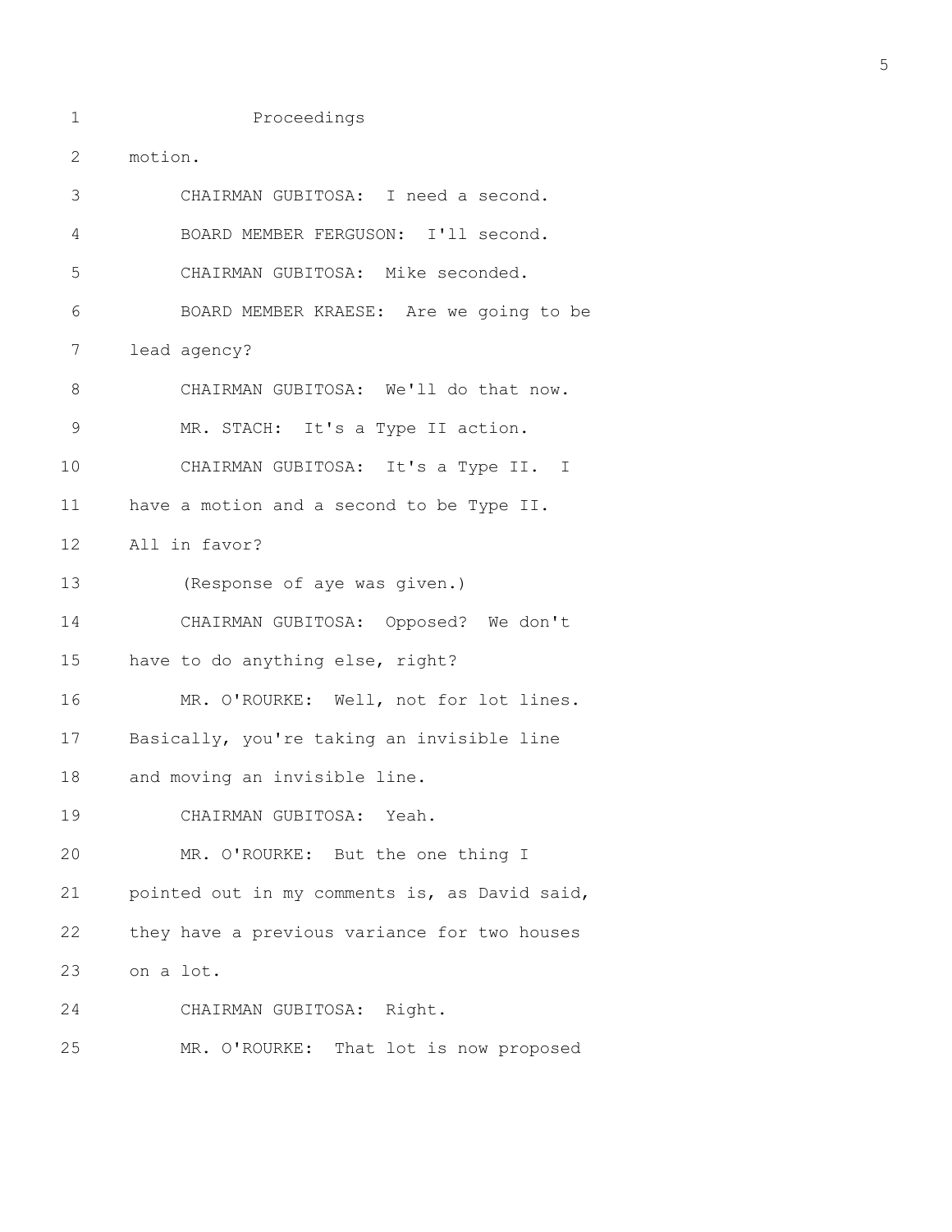Proceedings

motion.

CHAIRMAN GUBITOSA: I need a second.

BOARD MEMBER FERGUSON: I'll second.

CHAIRMAN GUBITOSA: Mike seconded.

BOARD MEMBER KRAESE: Are we going to be lead agency?

CHAIRMAN GUBITOSA: We'll do that now.

MR. STACH: It's a Type II action.

CHAIRMAN GUBITOSA: It's a Type II. I have a motion and a second to be Type II. All in favor?

(Response of aye was given.)

CHAIRMAN GUBITOSA: Opposed? We don't have to do anything else, right?

MR. O'ROURKE: Well, not for lot lines. Basically, you're taking an invisible line and moving an invisible line.

CHAIRMAN GUBITOSA: Yeah.

MR. O'ROURKE: But the one thing I pointed out in my comments is, as David said, they have a previous variance for two houses on a lot.

CHAIRMAN GUBITOSA: Right.

MR. O'ROURKE: That lot is now proposed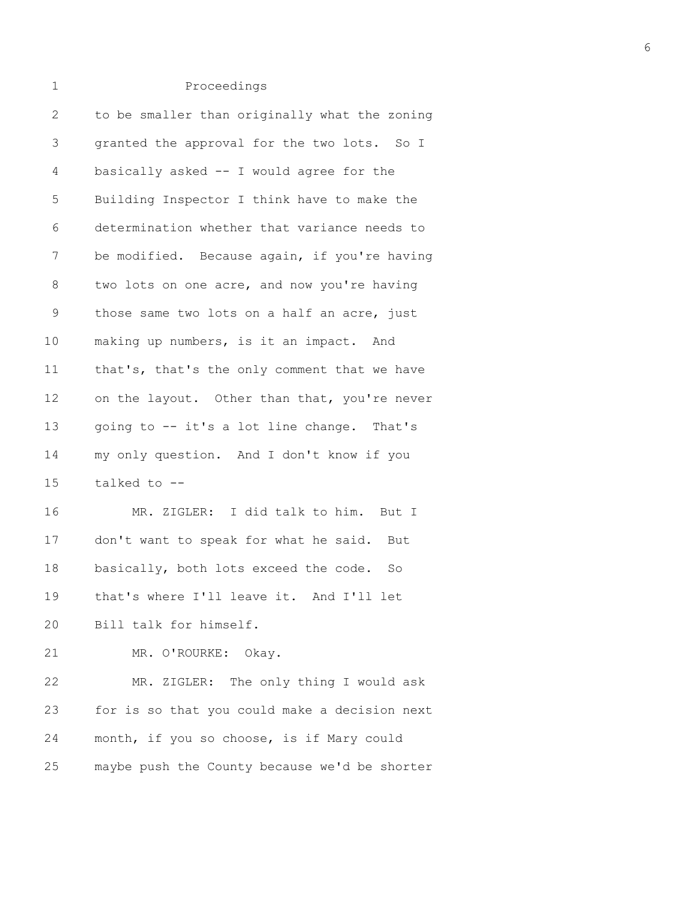Proceedings

to be smaller than originally what the zoning granted the approval for the two lots. So I basically asked -- I would agree for the Building Inspector I think have to make the determination whether that variance needs to be modified. Because again, if you're having two lots on one acre, and now you're having those same two lots on a half an acre, just making up numbers, is it an impact. And that's, that's the only comment that we have on the layout. Other than that, you're never going to -- it's a lot line change. That's my only question. And I don't know if you talked to --

MR. ZIGLER: I did talk to him. But I don't want to speak for what he said. But basically, both lots exceed the code. So that's where I'll leave it. And I'll let Bill talk for himself.

MR. O'ROURKE: Okay.

MR. ZIGLER: The only thing I would ask for is so that you could make a decision next month, if you so choose, is if Mary could maybe push the County because we'd be shorter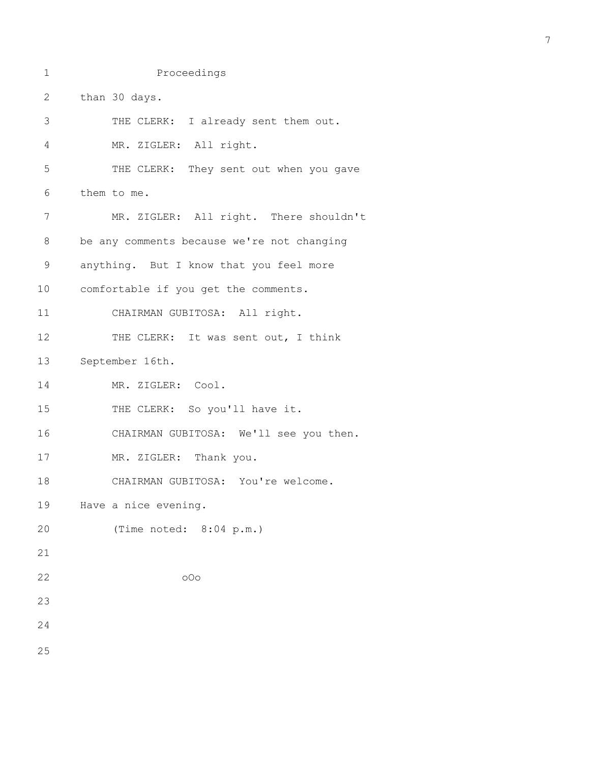Proceedings

than 30 days.

THE CLERK: I already sent them out.

MR. ZIGLER: All right.

THE CLERK: They sent out when you gave them to me.

MR. ZIGLER: All right. There shouldn't be any comments because we're not changing anything. But I know that you feel more comfortable if you get the comments.

CHAIRMAN GUBITOSA: All right.

THE CLERK: It was sent out, I think September 16th.

MR. ZIGLER: Cool.

THE CLERK: So you'll have it.

CHAIRMAN GUBITOSA: We'll see you then.

MR. ZIGLER: Thank you.

CHAIRMAN GUBITOSA: You're welcome. Have a nice evening.

(Time noted: 8:04 p.m.)

oOo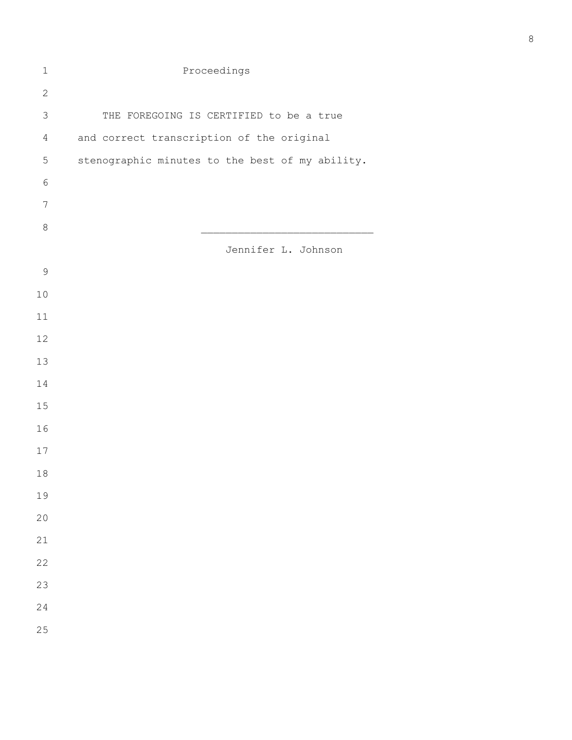Proceedings

THE FOREGOING IS CERTIFIED to be a true and correct transcription of the original stenographic minutes to the best of my ability.

\_\_\_\_\_\_\_\_\_\_\_\_\_\_\_\_\_\_\_\_\_\_\_\_\_\_\_\_

Jennifer L. Johnson